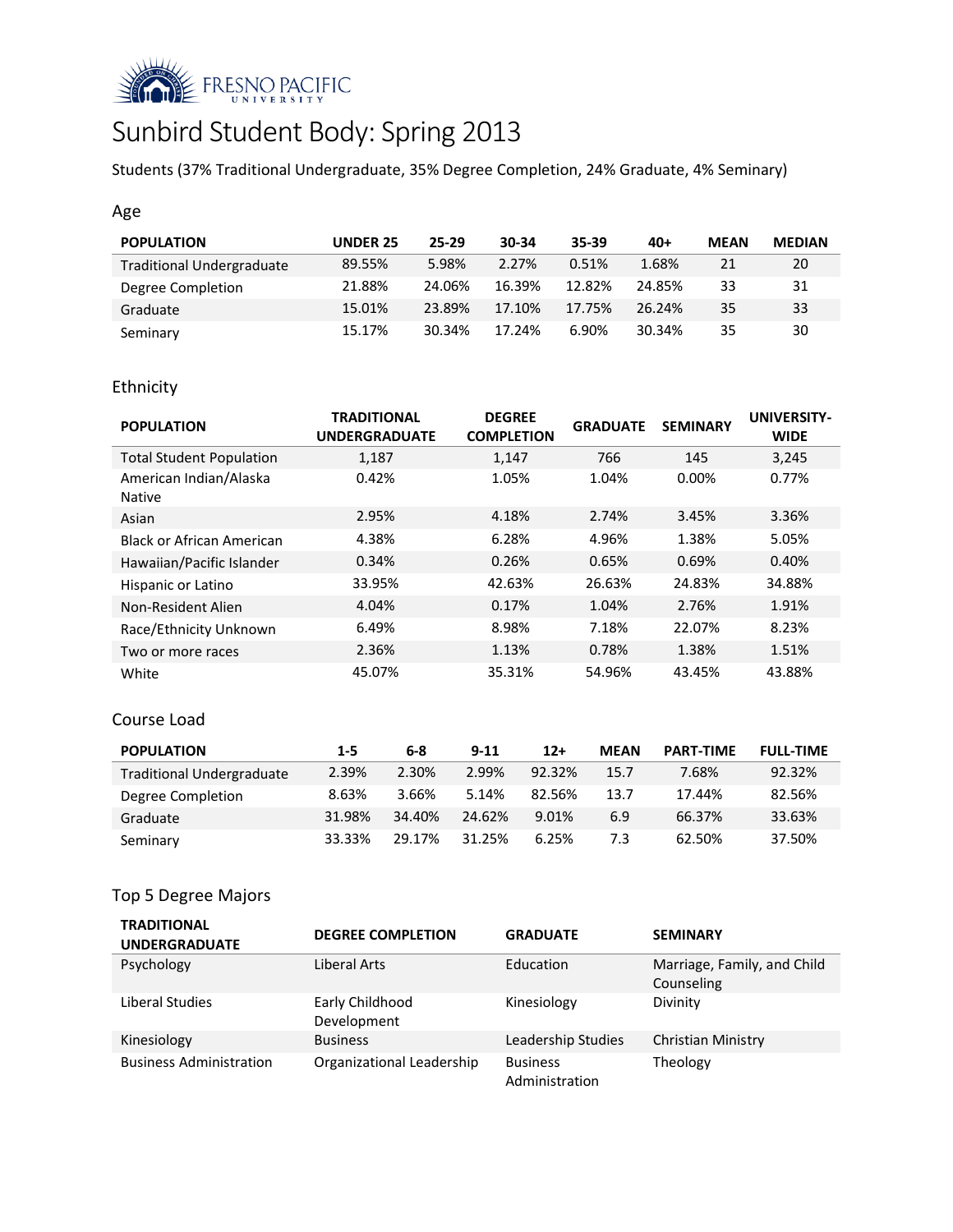FRESNO PACIFIC UNIVERSITY

# Sunbird Student Body: Spring 2013

Students (37% Traditional Undergraduate, 35% Degree Completion, 24% Graduate, 4% Seminary)

## Age

| POPULATION | UNDER 25 | 25-29 | 30-34 | 35-39 | 40+ | MEAN | MEDIAN |
|---|---|---|---|---|---|---|---|
| Traditional Undergraduate | 89.55% | 5.98% | 2.27% | 0.51% | 1.68% | 21 | 20 |
| Degree Completion | 21.88% | 24.06% | 16.39% | 12.82% | 24.85% | 33 | 31 |
| Graduate | 15.01% | 23.89% | 17.10% | 17.75% | 26.24% | 35 | 33 |
| Seminary | 15.17% | 30.34% | 17.24% | 6.90% | 30.34% | 35 | 30 |

## Ethnicity

| POPULATION | TRADITIONAL UNDERGRADUATE | DEGREE COMPLETION | GRADUATE | SEMINARY | UNIVERSITY-WIDE |
|---|---|---|---|---|---|
| Total Student Population | 1,187 | 1,147 | 766 | 145 | 3,245 |
| American Indian/Alaska Native | 0.42% | 1.05% | 1.04% | 0.00% | 0.77% |
| Asian | 2.95% | 4.18% | 2.74% | 3.45% | 3.36% |
| Black or African American | 4.38% | 6.28% | 4.96% | 1.38% | 5.05% |
| Hawaiian/Pacific Islander | 0.34% | 0.26% | 0.65% | 0.69% | 0.40% |
| Hispanic or Latino | 33.95% | 42.63% | 26.63% | 24.83% | 34.88% |
| Non-Resident Alien | 4.04% | 0.17% | 1.04% | 2.76% | 1.91% |
| Race/Ethnicity Unknown | 6.49% | 8.98% | 7.18% | 22.07% | 8.23% |
| Two or more races | 2.36% | 1.13% | 0.78% | 1.38% | 1.51% |
| White | 45.07% | 35.31% | 54.96% | 43.45% | 43.88% |

## Course Load

| POPULATION | 1-5 | 6-8 | 9-11 | 12+ | MEAN | PART-TIME | FULL-TIME |
|---|---|---|---|---|---|---|---|
| Traditional Undergraduate | 2.39% | 2.30% | 2.99% | 92.32% | 15.7 | 7.68% | 92.32% |
| Degree Completion | 8.63% | 3.66% | 5.14% | 82.56% | 13.7 | 17.44% | 82.56% |
| Graduate | 31.98% | 34.40% | 24.62% | 9.01% | 6.9 | 66.37% | 33.63% |
| Seminary | 33.33% | 29.17% | 31.25% | 6.25% | 7.3 | 62.50% | 37.50% |

## Top 5 Degree Majors

| TRADITIONAL UNDERGRADUATE | DEGREE COMPLETION | GRADUATE | SEMINARY |
|---|---|---|---|
| Psychology | Liberal Arts | Education | Marriage, Family, and Child Counseling |
| Liberal Studies | Early Childhood Development | Kinesiology | Divinity |
| Kinesiology | Business | Leadership Studies | Christian Ministry |
| Business Administration | Organizational Leadership | Business Administration | Theology |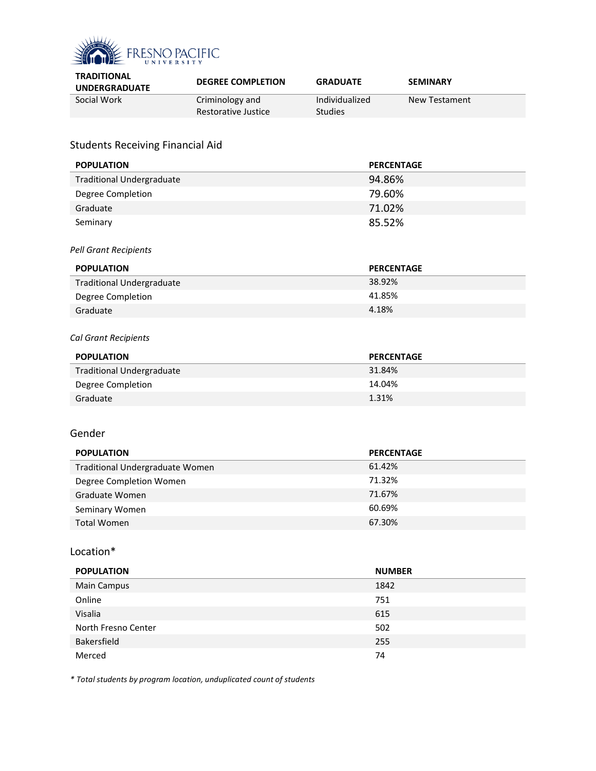| TRADITIONAL UNDERGRADUATE | DEGREE COMPLETION | GRADUATE | SEMINARY |
|---|---|---|---|
| Social Work | Criminology and Restorative Justice | Individualized Studies | New Testament |

## Students Receiving Financial Aid

| POPULATION | PERCENTAGE |
|---|---|
| Traditional Undergraduate | 94.86% |
| Degree Completion | 79.60% |
| Graduate | 71.02% |
| Seminary | 85.52% |

*Pell Grant Recipients*

| POPULATION | PERCENTAGE |
|---|---|
| Traditional Undergraduate | 38.92% |
| Degree Completion | 41.85% |
| Graduate | 4.18% |

*Cal Grant Recipients*

| POPULATION | PERCENTAGE |
|---|---|
| Traditional Undergraduate | 31.84% |
| Degree Completion | 14.04% |
| Graduate | 1.31% |

## Gender

| POPULATION | PERCENTAGE |
|---|---|
| Traditional Undergraduate Women | 61.42% |
| Degree Completion Women | 71.32% |
| Graduate Women | 71.67% |
| Seminary Women | 60.69% |
| Total Women | 67.30% |

## Location*

| POPULATION | NUMBER |
|---|---|
| Main Campus | 1842 |
| Online | 751 |
| Visalia | 615 |
| North Fresno Center | 502 |
| Bakersfield | 255 |
| Merced | 74 |

*\* Total students by program location, unduplicated count of students*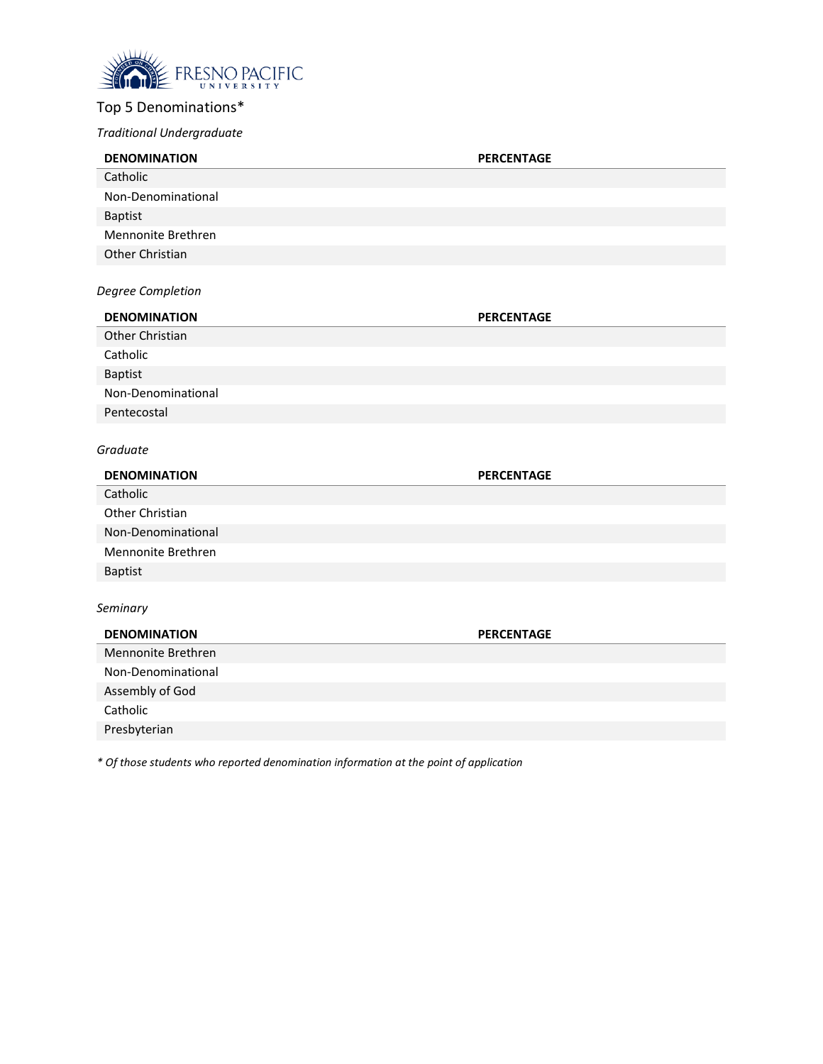## Top 5 Denominations*

*Traditional Undergraduate*

| DENOMINATION | PERCENTAGE |
| --- | --- |
| Catholic | |
| Non-Denominational | |
| Baptist | |
| Mennonite Brethren | |
| Other Christian | |

*Degree Completion*

| DENOMINATION | PERCENTAGE |
| --- | --- |
| Other Christian | |
| Catholic | |
| Baptist | |
| Non-Denominational | |
| Pentecostal | |

*Graduate*

| DENOMINATION | PERCENTAGE |
| --- | --- |
| Catholic | |
| Other Christian | |
| Non-Denominational | |
| Mennonite Brethren | |
| Baptist | |

*Seminary*

| DENOMINATION | PERCENTAGE |
| --- | --- |
| Mennonite Brethren | |
| Non-Denominational | |
| Assembly of God | |
| Catholic | |
| Presbyterian | |

*\* Of those students who reported denomination information at the point of application*